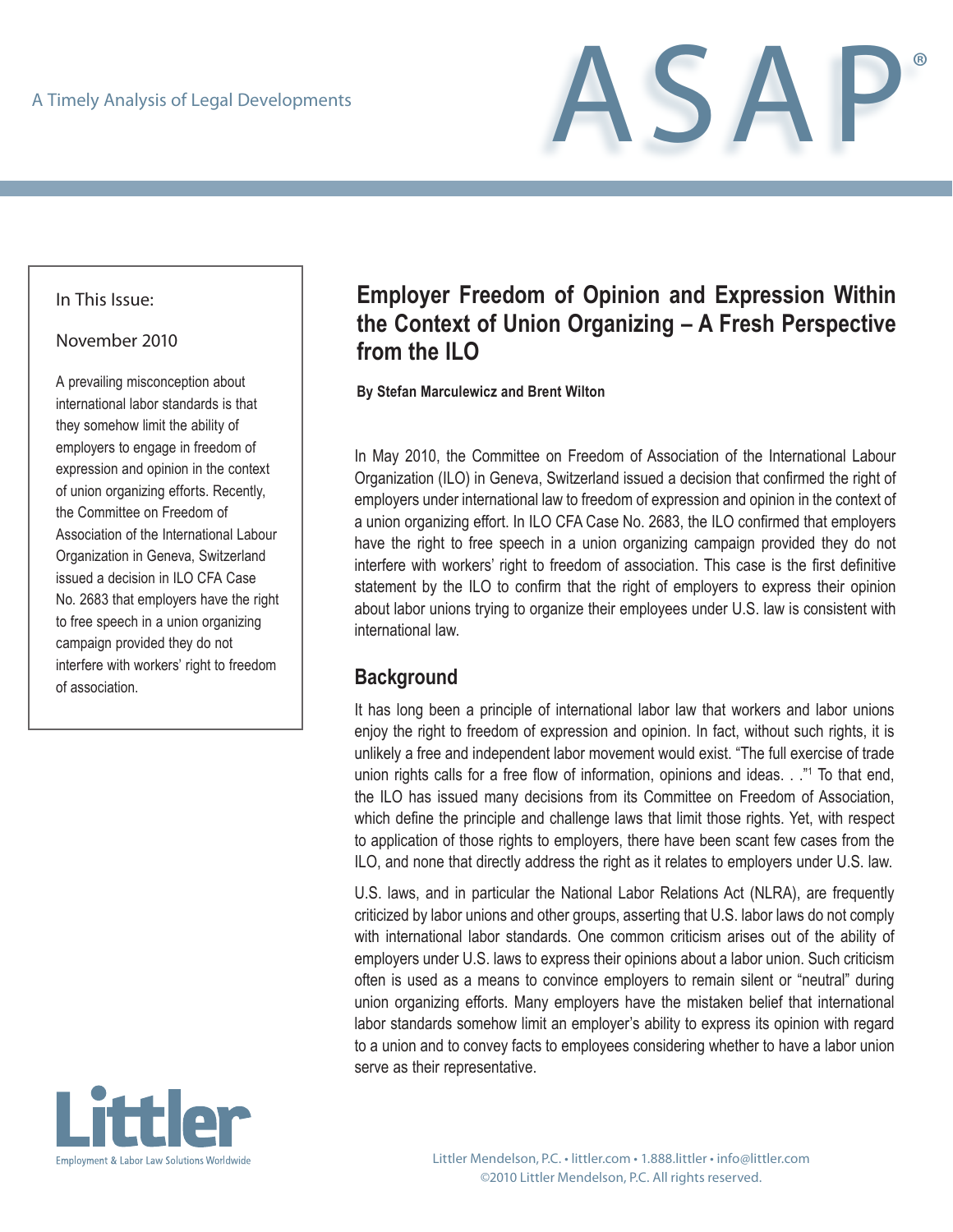A Timely Analysis of Legal Developments

# ASAP

**In This Issue:**

November 2010

A prevailing misconception about international labor standards is that they somehow limit the ability of employers to engage in freedom of expression and opinion in the context of union organizing efforts. Recently, the Committee on Freedom of Association of the International Labour Organization in Geneva, Switzerland issued a decision in ILO CFA Case No. 2683 that employers have the right to free speech in a union organizing campaign provided they do not interfere with workers' right to freedom of association.

## Employer Freedom of Opinion and Expression Within the Context of Union Organizing – A Fresh Perspective from the ILO

**By Stefan Marculewicz and Brent Wilton**

In May 2010, the Committee on Freedom of Association of the International Labour Organization (ILO) in Geneva, Switzerland issued a decision that confirmed the right of employers under international law to freedom of expression and opinion in the context of a union organizing effort. In ILO CFA Case No. 2683, the ILO confirmed that employers have the right to free speech in a union organizing campaign provided they do not interfere with workers' right to freedom of association. This case is the first definitive statement by the ILO to confirm that the right of employers to express their opinion about labor unions trying to organize their employees under U.S. law is consistent with international law.

### Background

It has long been a principle of international labor law that workers and labor unions enjoy the right to freedom of expression and opinion. In fact, without such rights, it is unlikely a free and independent labor movement would exist. "The full exercise of trade union rights calls for a free flow of information, opinions and ideas. . ."[1] To that end, the ILO has issued many decisions from its Committee on Freedom of Association, which define the principle and challenge laws that limit those rights. Yet, with respect to application of those rights to employers, there have been scant few cases from the ILO, and none that directly address the right as it relates to employers under U.S. law.

U.S. laws, and in particular the National Labor Relations Act (NLRA), are frequently criticized by labor unions and other groups, asserting that U.S. labor laws do not comply with international labor standards. One common criticism arises out of the ability of employers under U.S. laws to express their opinions about a labor union. Such criticism often is used as a means to convince employers to remain silent or "neutral" during union organizing efforts. Many employers have the mistaken belief that international labor standards somehow limit an employer's ability to express its opinion with regard to a union and to convey facts to employees considering whether to have a labor union serve as their representative.

Littler
Employment & Labor Law Solutions Worldwide

Littler Mendelson, P.C. • littler.com • 1.888.littler • info@littler.com
©2010 Littler Mendelson, P.C. All rights reserved.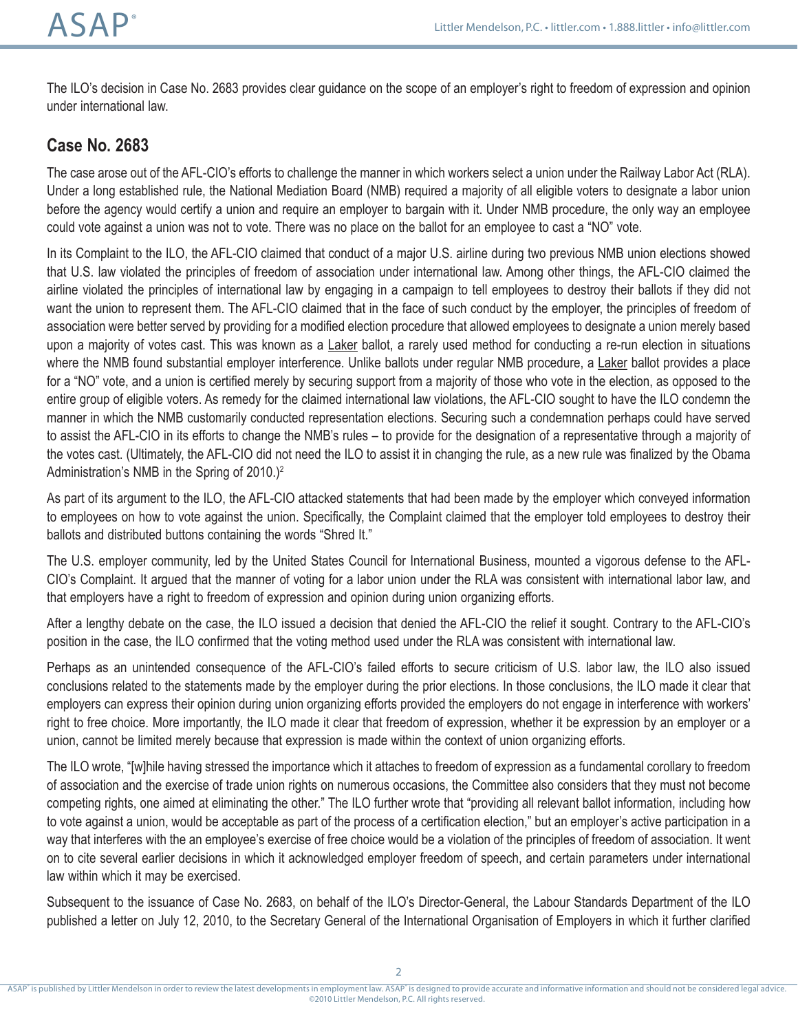The ILO's decision in Case No. 2683 provides clear guidance on the scope of an employer's right to freedom of expression and opinion under international law.

## Case No. 2683

The case arose out of the AFL-CIO's efforts to challenge the manner in which workers select a union under the Railway Labor Act (RLA). Under a long established rule, the National Mediation Board (NMB) required a majority of all eligible voters to designate a labor union before the agency would certify a union and require an employer to bargain with it. Under NMB procedure, the only way an employee could vote against a union was not to vote. There was no place on the ballot for an employee to cast a "NO" vote.

In its Complaint to the ILO, the AFL-CIO claimed that conduct of a major U.S. airline during two previous NMB union elections showed that U.S. law violated the principles of freedom of association under international law. Among other things, the AFL-CIO claimed the airline violated the principles of international law by engaging in a campaign to tell employees to destroy their ballots if they did not want the union to represent them. The AFL-CIO claimed that in the face of such conduct by the employer, the principles of freedom of association were better served by providing for a modified election procedure that allowed employees to designate a union merely based upon a majority of votes cast. This was known as a Laker ballot, a rarely used method for conducting a re-run election in situations where the NMB found substantial employer interference. Unlike ballots under regular NMB procedure, a Laker ballot provides a place for a "NO" vote, and a union is certified merely by securing support from a majority of those who vote in the election, as opposed to the entire group of eligible voters. As remedy for the claimed international law violations, the AFL-CIO sought to have the ILO condemn the manner in which the NMB customarily conducted representation elections. Securing such a condemnation perhaps could have served to assist the AFL-CIO in its efforts to change the NMB's rules – to provide for the designation of a representative through a majority of the votes cast. (Ultimately, the AFL-CIO did not need the ILO to assist it in changing the rule, as a new rule was finalized by the Obama Administration's NMB in the Spring of 2010.)[2]

As part of its argument to the ILO, the AFL-CIO attacked statements that had been made by the employer which conveyed information to employees on how to vote against the union. Specifically, the Complaint claimed that the employer told employees to destroy their ballots and distributed buttons containing the words "Shred It."

The U.S. employer community, led by the United States Council for International Business, mounted a vigorous defense to the AFL-CIO's Complaint. It argued that the manner of voting for a labor union under the RLA was consistent with international labor law, and that employers have a right to freedom of expression and opinion during union organizing efforts.

After a lengthy debate on the case, the ILO issued a decision that denied the AFL-CIO the relief it sought. Contrary to the AFL-CIO's position in the case, the ILO confirmed that the voting method used under the RLA was consistent with international law.

Perhaps as an unintended consequence of the AFL-CIO's failed efforts to secure criticism of U.S. labor law, the ILO also issued conclusions related to the statements made by the employer during the prior elections. In those conclusions, the ILO made it clear that employers can express their opinion during union organizing efforts provided the employers do not engage in interference with workers' right to free choice. More importantly, the ILO made it clear that freedom of expression, whether it be expression by an employer or a union, cannot be limited merely because that expression is made within the context of union organizing efforts.

The ILO wrote, "[w]hile having stressed the importance which it attaches to freedom of expression as a fundamental corollary to freedom of association and the exercise of trade union rights on numerous occasions, the Committee also considers that they must not become competing rights, one aimed at eliminating the other." The ILO further wrote that "providing all relevant ballot information, including how to vote against a union, would be acceptable as part of the process of a certification election," but an employer's active participation in a way that interferes with the an employee's exercise of free choice would be a violation of the principles of freedom of association. It went on to cite several earlier decisions in which it acknowledged employer freedom of speech, and certain parameters under international law within which it may be exercised.

Subsequent to the issuance of Case No. 2683, on behalf of the ILO's Director-General, the Labour Standards Department of the ILO published a letter on July 12, 2010, to the Secretary General of the International Organisation of Employers in which it further clarified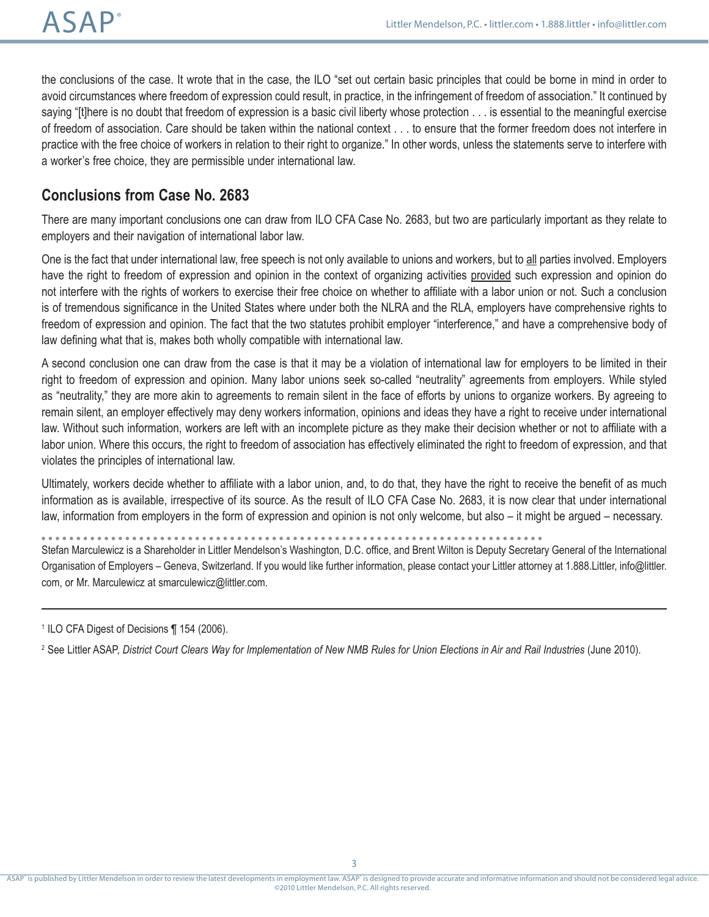the conclusions of the case. It wrote that in the case, the ILO "set out certain basic principles that could be borne in mind in order to avoid circumstances where freedom of expression could result, in practice, in the infringement of freedom of association." It continued by saying "[t]here is no doubt that freedom of expression is a basic civil liberty whose protection . . . is essential to the meaningful exercise of freedom of association. Care should be taken within the national context . . . to ensure that the former freedom does not interfere in practice with the free choice of workers in relation to their right to organize." In other words, unless the statements serve to interfere with a worker's free choice, they are permissible under international law.

## Conclusions from Case No. 2683

There are many important conclusions one can draw from ILO CFA Case No. 2683, but two are particularly important as they relate to employers and their navigation of international labor law.

One is the fact that under international law, free speech is not only available to unions and workers, but to all parties involved. Employers have the right to freedom of expression and opinion in the context of organizing activities provided such expression and opinion do not interfere with the rights of workers to exercise their free choice on whether to affiliate with a labor union or not. Such a conclusion is of tremendous significance in the United States where under both the NLRA and the RLA, employers have comprehensive rights to freedom of expression and opinion. The fact that the two statutes prohibit employer "interference," and have a comprehensive body of law defining what that is, makes both wholly compatible with international law.

A second conclusion one can draw from the case is that it may be a violation of international law for employers to be limited in their right to freedom of expression and opinion. Many labor unions seek so-called "neutrality" agreements from employers. While styled as "neutrality," they are more akin to agreements to remain silent in the face of efforts by unions to organize workers. By agreeing to remain silent, an employer effectively may deny workers information, opinions and ideas they have a right to receive under international law. Without such information, workers are left with an incomplete picture as they make their decision whether or not to affiliate with a labor union. Where this occurs, the right to freedom of association has effectively eliminated the right to freedom of expression, and that violates the principles of international law.

Ultimately, workers decide whether to affiliate with a labor union, and, to do that, they have the right to receive the benefit of as much information as is available, irrespective of its source. As the result of ILO CFA Case No. 2683, it is now clear that under international law, information from employers in the form of expression and opinion is not only welcome, but also – it might be argued – necessary.

Stefan Marculewicz is a Shareholder in Littler Mendelson's Washington, D.C. office, and Brent Wilton is Deputy Secretary General of the International Organisation of Employers – Geneva, Switzerland. If you would like further information, please contact your Littler attorney at 1.888.Littler, info@littler.com, or Mr. Marculewicz at smarculewicz@littler.com.

---

[1] ILO CFA Digest of Decisions ¶ 154 (2006).

[2] See Littler ASAP, *District Court Clears Way for Implementation of New NMB Rules for Union Elections in Air and Rail Industries* (June 2010).